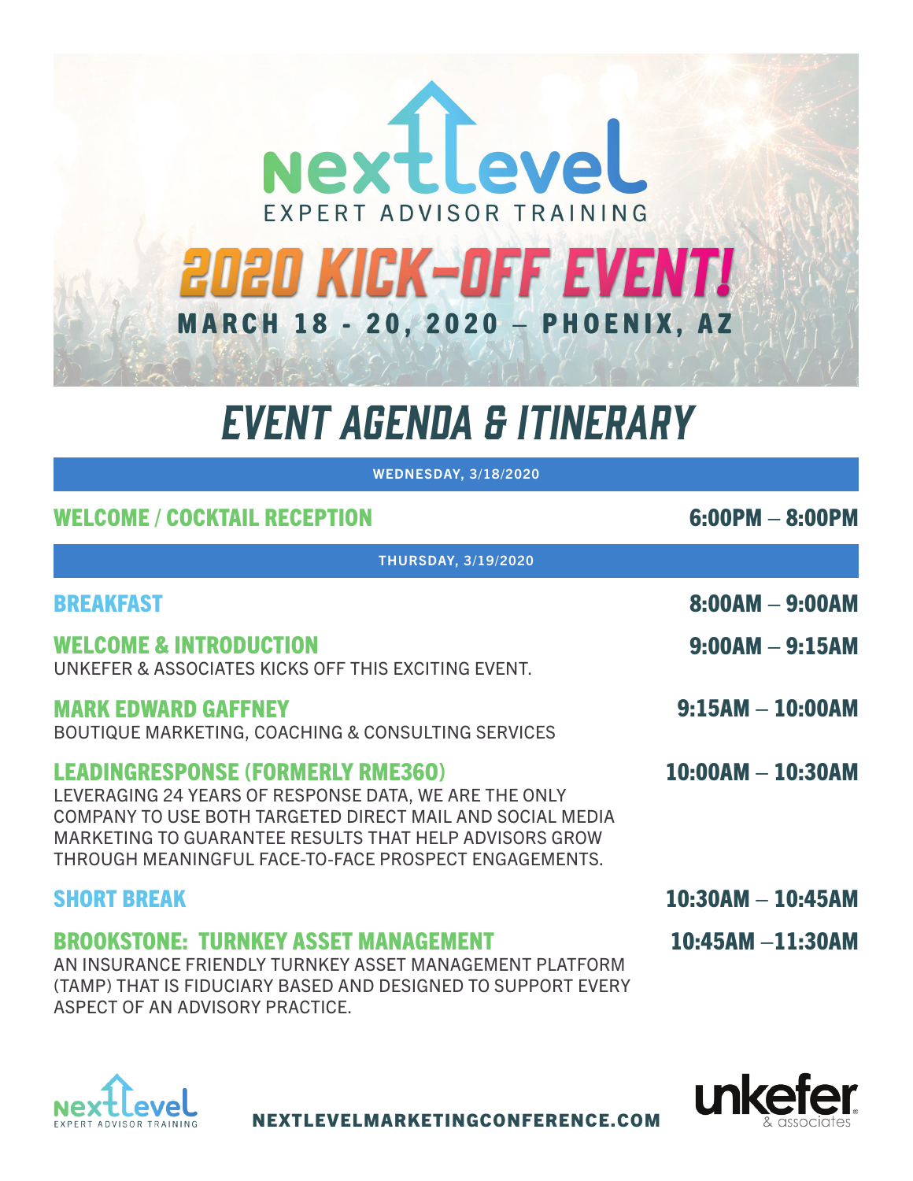# NextLevel

EXPERT ADVISOR TRAINING

# 2020 KICK-OFF EVENT!

**MARCH 18 - 20, 2020 – PHOENIX, AZ**

## EVENT AGENDA & ITINERARY

### WEDNESDAY, 3/18/2020

**WELCOME / COCKTAIL RECEPTION** — 6:00PM – 8:00PM

### THURSDAY, 3/19/2020

**BREAKFAST** — 8:00AM – 9:00AM

**WELCOME & INTRODUCTION** — 9:00AM – 9:15AM
UNKEFER & ASSOCIATES KICKS OFF THIS EXCITING EVENT.

**MARK EDWARD GAFFNEY** — 9:15AM – 10:00AM
BOUTIQUE MARKETING, COACHING & CONSULTING SERVICES

**LEADINGRESPONSE (FORMERLY RME360)** — 10:00AM – 10:30AM
LEVERAGING 24 YEARS OF RESPONSE DATA, WE ARE THE ONLY COMPANY TO USE BOTH TARGETED DIRECT MAIL AND SOCIAL MEDIA MARKETING TO GUARANTEE RESULTS THAT HELP ADVISORS GROW THROUGH MEANINGFUL FACE-TO-FACE PROSPECT ENGAGEMENTS.

**SHORT BREAK** — 10:30AM – 10:45AM

**BROOKSTONE: TURNKEY ASSET MANAGEMENT** — 10:45AM –11:30AM
AN INSURANCE FRIENDLY TURNKEY ASSET MANAGEMENT PLATFORM (TAMP) THAT IS FIDUCIARY BASED AND DESIGNED TO SUPPORT EVERY ASPECT OF AN ADVISORY PRACTICE.

NextLevel EXPERT ADVISOR TRAINING

NEXTLEVELMARKETINGCONFERENCE.COM

unkefer & associates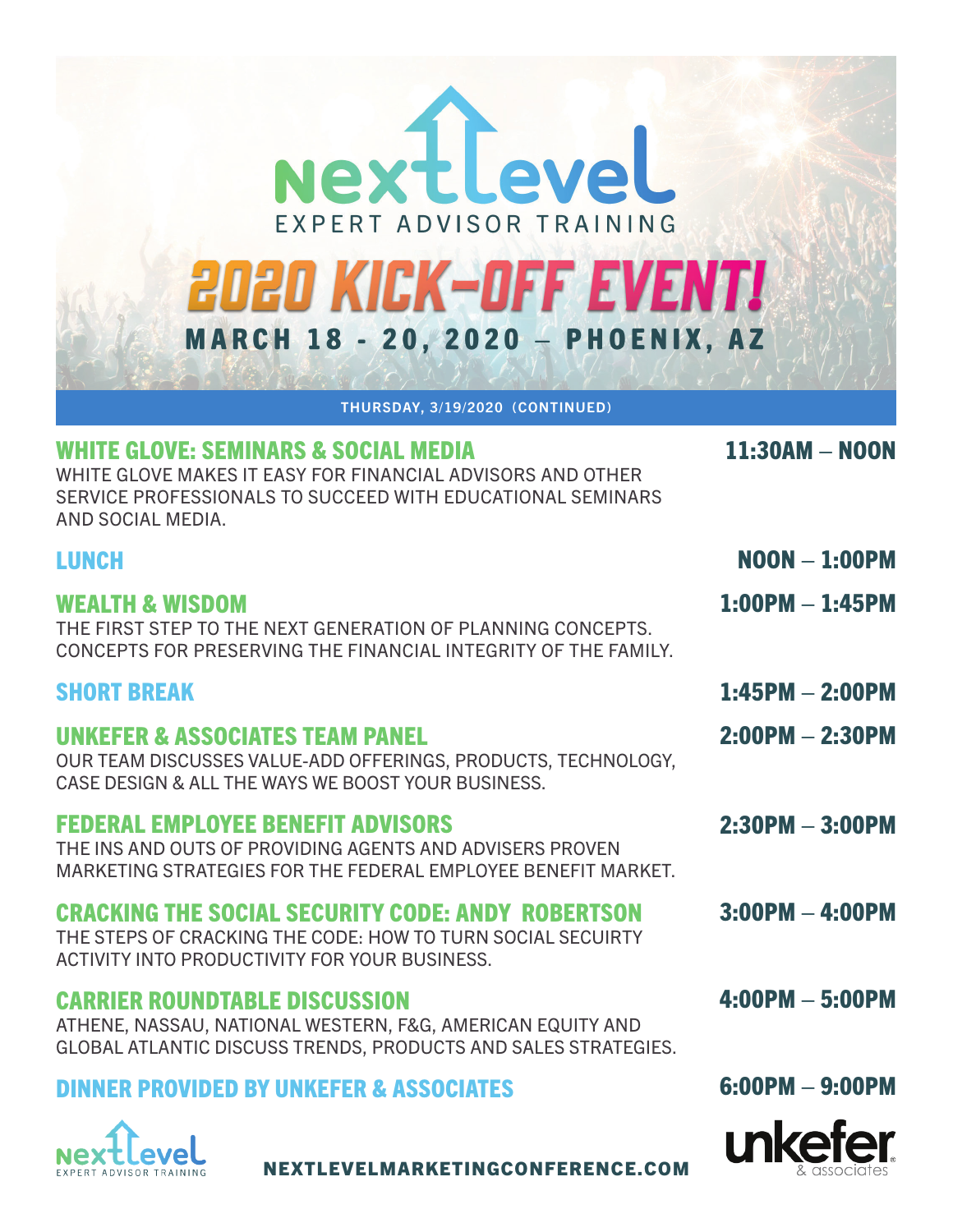# NextLevel

EXPERT ADVISOR TRAINING

# 2020 KICK-OFF EVENT!

**MARCH 18 - 20, 2020 – PHOENIX, AZ**

**THURSDAY, 3/19/2020 (CONTINUED)**

### WHITE GLOVE: SEMINARS & SOCIAL MEDIA — 11:30AM – NOON

WHITE GLOVE MAKES IT EASY FOR FINANCIAL ADVISORS AND OTHER SERVICE PROFESSIONALS TO SUCCEED WITH EDUCATIONAL SEMINARS AND SOCIAL MEDIA.

### LUNCH — NOON – 1:00PM

### WEALTH & WISDOM — 1:00PM – 1:45PM

THE FIRST STEP TO THE NEXT GENERATION OF PLANNING CONCEPTS. CONCEPTS FOR PRESERVING THE FINANCIAL INTEGRITY OF THE FAMILY.

### SHORT BREAK — 1:45PM – 2:00PM

### UNKEFER & ASSOCIATES TEAM PANEL — 2:00PM – 2:30PM

OUR TEAM DISCUSSES VALUE-ADD OFFERINGS, PRODUCTS, TECHNOLOGY, CASE DESIGN & ALL THE WAYS WE BOOST YOUR BUSINESS.

### FEDERAL EMPLOYEE BENEFIT ADVISORS — 2:30PM – 3:00PM

THE INS AND OUTS OF PROVIDING AGENTS AND ADVISERS PROVEN MARKETING STRATEGIES FOR THE FEDERAL EMPLOYEE BENEFIT MARKET.

### CRACKING THE SOCIAL SECURITY CODE: ANDY ROBERTSON — 3:00PM – 4:00PM

THE STEPS OF CRACKING THE CODE: HOW TO TURN SOCIAL SECUIRTY ACTIVITY INTO PRODUCTIVITY FOR YOUR BUSINESS.

### CARRIER ROUNDTABLE DISCUSSION — 4:00PM – 5:00PM

ATHENE, NASSAU, NATIONAL WESTERN, F&G, AMERICAN EQUITY AND GLOBAL ATLANTIC DISCUSS TRENDS, PRODUCTS AND SALES STRATEGIES.

### DINNER PROVIDED BY UNKEFER & ASSOCIATES — 6:00PM – 9:00PM

NextLevel EXPERT ADVISOR TRAINING

**NEXTLEVELMARKETINGCONFERENCE.COM**

unkefer & associates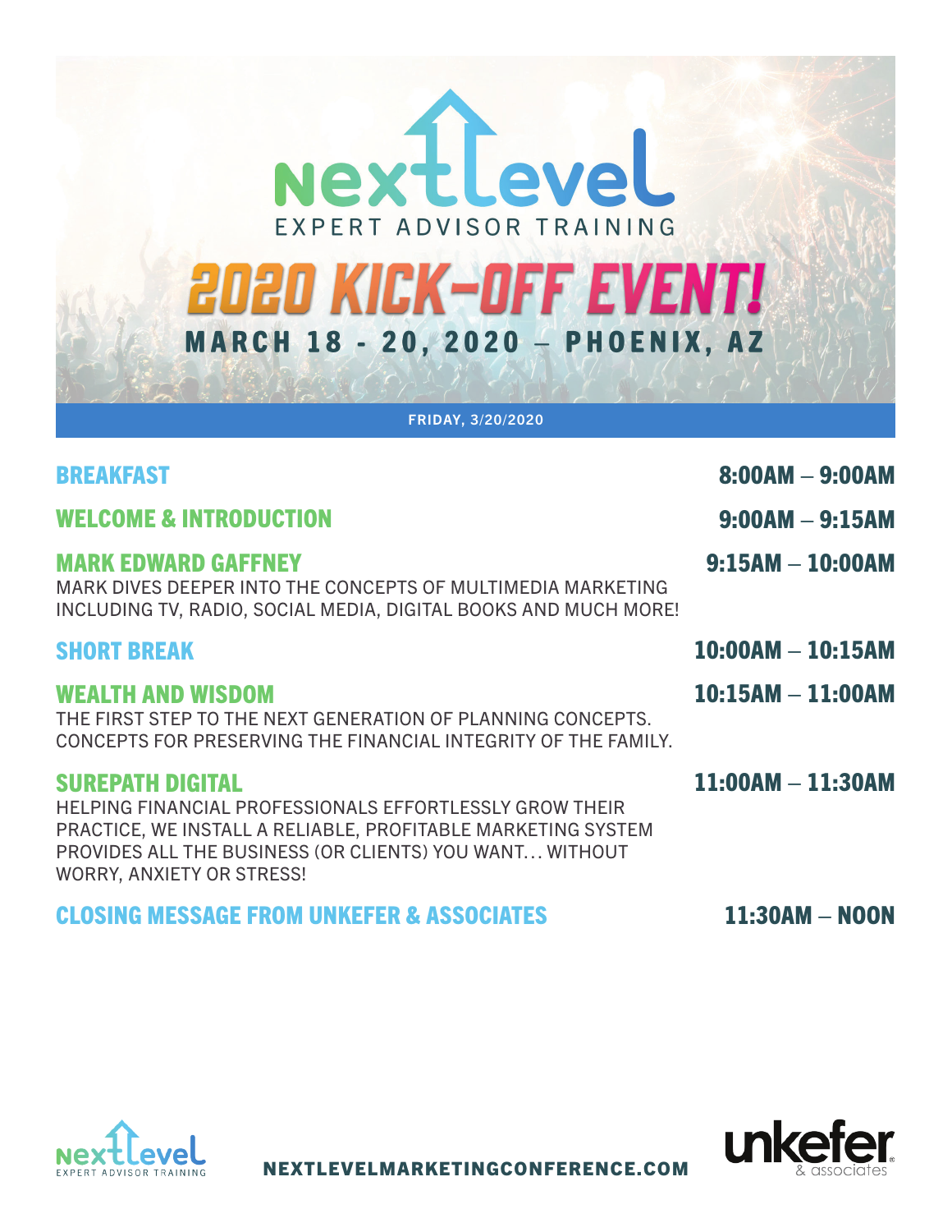# NextLevel

EXPERT ADVISOR TRAINING

## 2020 KICK-OFF EVENT!

**MARCH 18 - 20, 2020 – PHOENIX, AZ**

**FRIDAY, 3/20/2020**

### BREAKFAST
**8:00AM – 9:00AM**

### WELCOME & INTRODUCTION
**9:00AM – 9:15AM**

### MARK EDWARD GAFFNEY
**9:15AM – 10:00AM**

MARK DIVES DEEPER INTO THE CONCEPTS OF MULTIMEDIA MARKETING INCLUDING TV, RADIO, SOCIAL MEDIA, DIGITAL BOOKS AND MUCH MORE!

### SHORT BREAK
**10:00AM – 10:15AM**

### WEALTH AND WISDOM
**10:15AM – 11:00AM**

THE FIRST STEP TO THE NEXT GENERATION OF PLANNING CONCEPTS. CONCEPTS FOR PRESERVING THE FINANCIAL INTEGRITY OF THE FAMILY.

### SUREPATH DIGITAL
**11:00AM – 11:30AM**

HELPING FINANCIAL PROFESSIONALS EFFORTLESSLY GROW THEIR PRACTICE, WE INSTALL A RELIABLE, PROFITABLE MARKETING SYSTEM PROVIDES ALL THE BUSINESS (OR CLIENTS) YOU WANT… WITHOUT WORRY, ANXIETY OR STRESS!

### CLOSING MESSAGE FROM UNKEFER & ASSOCIATES
**11:30AM – NOON**

NextLevel EXPERT ADVISOR TRAINING

**NEXTLEVELMARKETINGCONFERENCE.COM**

unkefer & associates